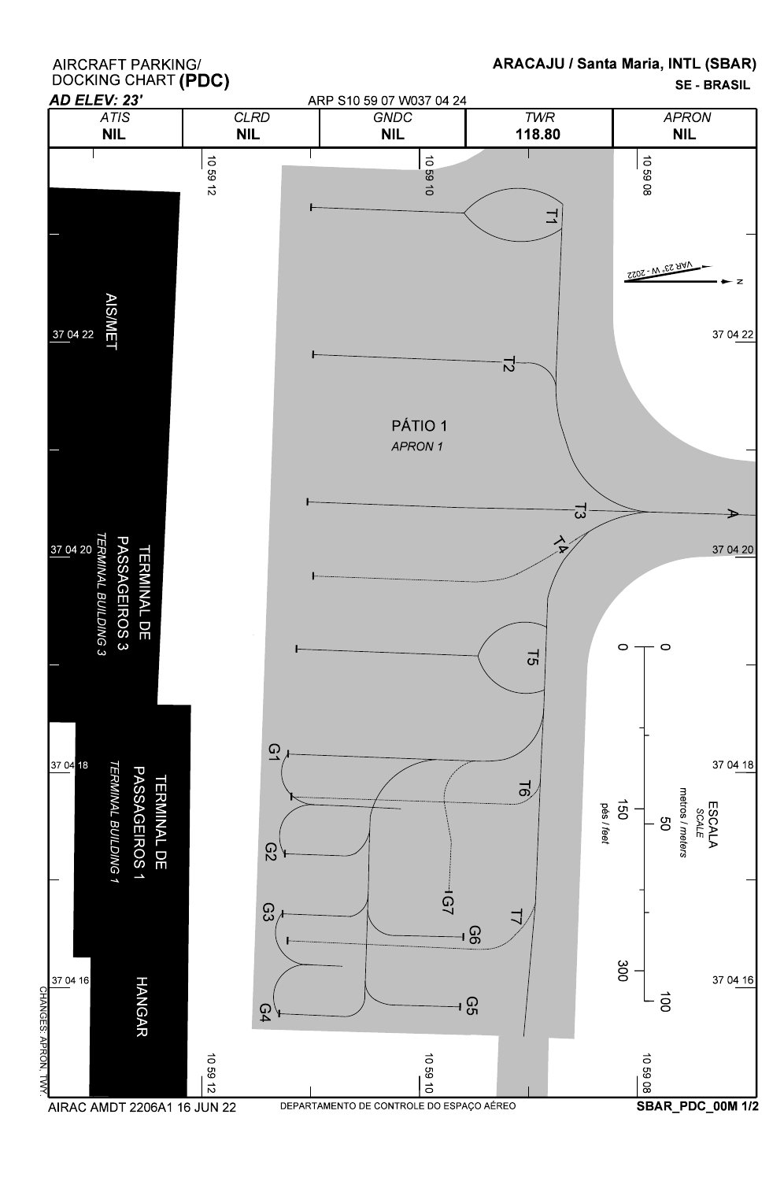AIRCRAFT PARKING/
DOCKING CHART **(PDC)**

**ARACAJU / Santa Maria, INTL (SBAR)**

**SE - BRASIL**

***AD ELEV: 23'***

ARP S10 59 07 W037 04 24

| *ATIS* | *CLRD* | *GNDC* | *TWR* | *APRON* |
|---|---|---|---|---|
| **NIL** | **NIL** | **NIL** | **118.80** | **NIL** |

10 59 12

10 59 10

10 59 08

37 04 22

37 04 20

37 04 18

37 04 16

VAR 23° W - 2022

N

AIS/MET

PÁTIO 1

*APRON 1*

TERMINAL DE PASSAGEIROS 3

*TERMINAL BUILDING 3*

TERMINAL DE PASSAGEIROS 1

*TERMINAL BUILDING 1*

HANGAR

T1

T2

T3

T4

T5

T6

T7

G1

G2

G3

G4

G5

G6

G7

A

ESCALA

*SCALE*

metros / *meters*

0

50

100

pés / *feet*

0

150

300

CHANGES: APRON, TWY.

AIRAC AMDT 2206A1 16 JUN 22

DEPARTAMENTO DE CONTROLE DO ESPAÇO AÉREO

**SBAR_PDC_00M 1/2**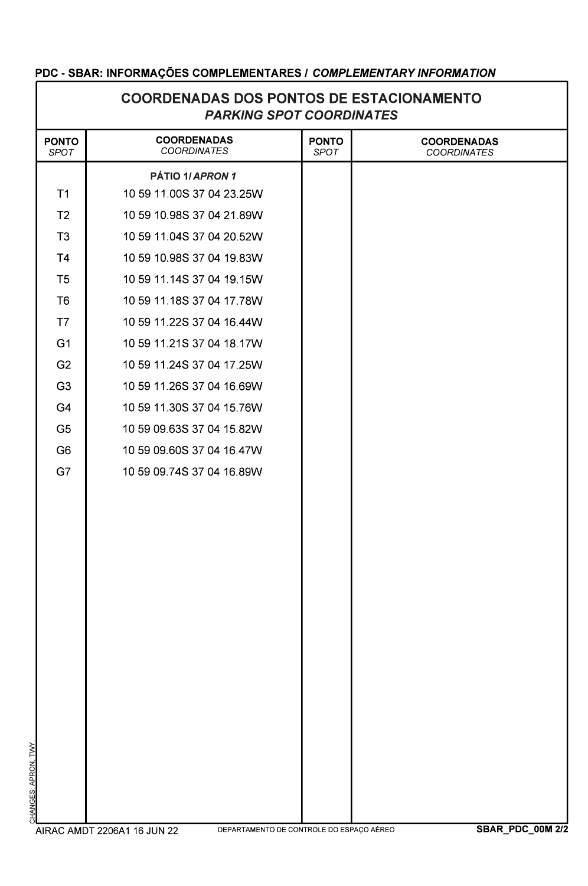PDC - SBAR: INFORMAÇÕES COMPLEMENTARES / *COMPLEMENTARY INFORMATION*

## COORDENADAS DOS PONTOS DE ESTACIONAMENTO
### *PARKING SPOT COORDINATES*

| **PONTO** *SPOT* | **COORDENADAS** *COORDINATES* | **PONTO** *SPOT* | **COORDENADAS** *COORDINATES* |
|---|---|---|---|
| | **PÁTIO 1/ *APRON 1*** | | |
| T1 | 10 59 11.00S 37 04 23.25W | | |
| T2 | 10 59 10.98S 37 04 21.89W | | |
| T3 | 10 59 11.04S 37 04 20.52W | | |
| T4 | 10 59 10.98S 37 04 19.83W | | |
| T5 | 10 59 11.14S 37 04 19.15W | | |
| T6 | 10 59 11.18S 37 04 17.78W | | |
| T7 | 10 59 11.22S 37 04 16.44W | | |
| G1 | 10 59 11.21S 37 04 18.17W | | |
| G2 | 10 59 11.24S 37 04 17.25W | | |
| G3 | 10 59 11.26S 37 04 16.69W | | |
| G4 | 10 59 11.30S 37 04 15.76W | | |
| G5 | 10 59 09.63S 37 04 15.82W | | |
| G6 | 10 59 09.60S 37 04 16.47W | | |
| G7 | 10 59 09.74S 37 04 16.89W | | |

CHANGES: APRON, TWY.

AIRAC AMDT 2206A1 16 JUN 22 DEPARTAMENTO DE CONTROLE DO ESPAÇO AÉREO **SBAR_PDC_00M**